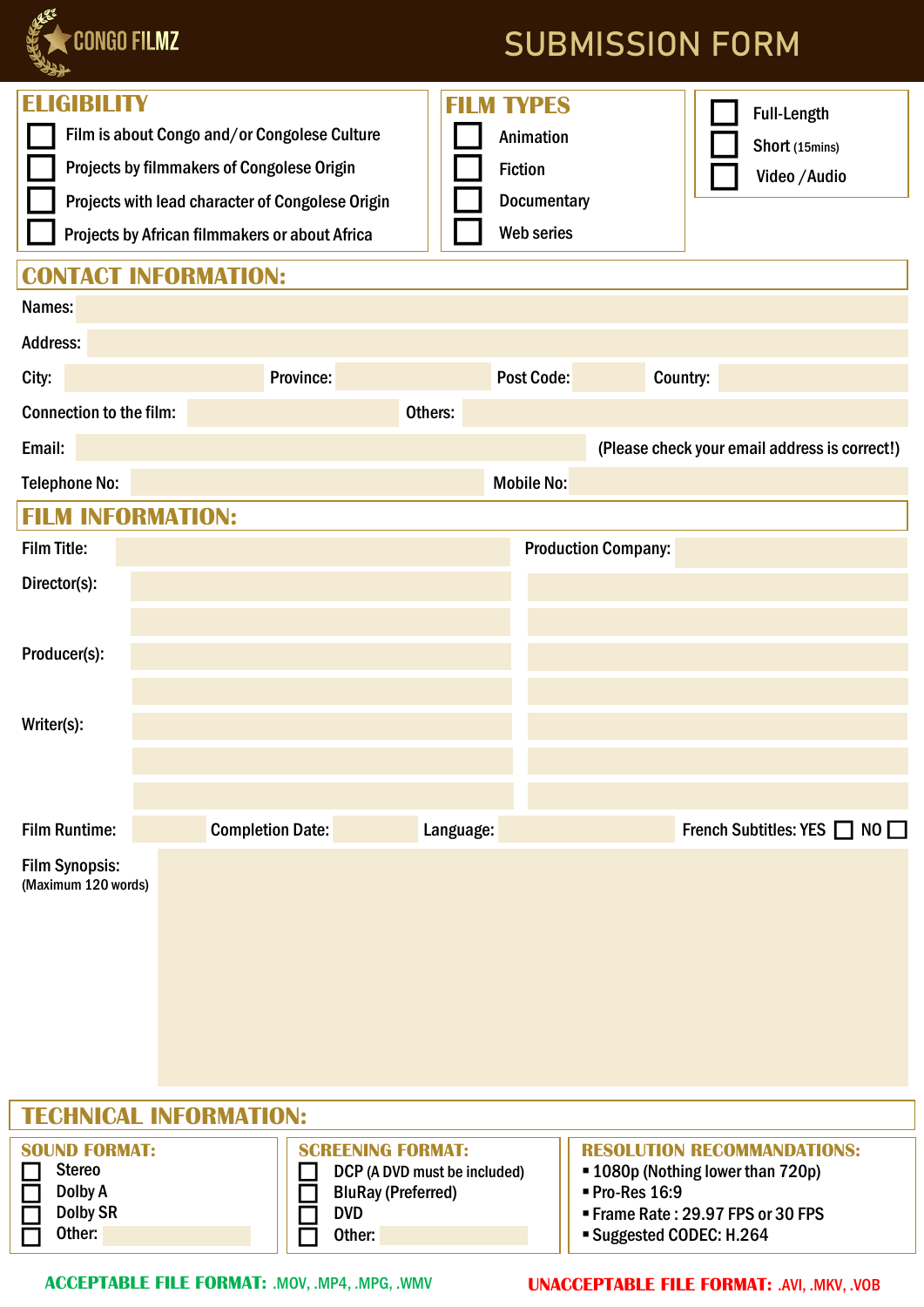CONGO FILMZ

# SUBMISSION FORM

## ELIGIBILITY

- ☐ Film is about Congo and/or Congolese Culture
- ☐ Projects by filmmakers of Congolese Origin
- ☐ Projects with lead character of Congolese Origin
- ☐ Projects by African filmmakers or about Africa

## FILM TYPES

- ☐ Animation
- ☐ Fiction
- ☐ Documentary
- ☐ Web series

- ☐ Full-Length
- ☐ Short (15mins)
- ☐ Video /Audio

## CONTACT INFORMATION:

Names:

Address:

City: Province: Post Code: Country:

Connection to the film: Others:

Email: (Please check your email address is correct!)

Telephone No: Mobile No:

## FILM INFORMATION:

Film Title: Production Company:

Director(s):

Producer(s):

Writer(s):

Film Runtime: Completion Date: Language: French Subtitles: YES ☐ NO ☐

Film Synopsis:
(Maximum 120 words)

## TECHNICAL INFORMATION:

### SOUND FORMAT:

- ☐ Stereo
- ☐ Dolby A
- ☐ Dolby SR
- ☐ Other:

### SCREENING FORMAT:

- ☐ DCP (A DVD must be included)
- ☐ BluRay (Preferred)
- ☐ DVD
- ☐ Other:

### RESOLUTION RECOMMANDATIONS:

- 1080p (Nothing lower than 720p)
- Pro-Res 16:9
- Frame Rate : 29.97 FPS or 30 FPS
- Suggested CODEC: H.264

**ACCEPTABLE FILE FORMAT:** .MOV, .MP4, .MPG, .WMV

**UNACCEPTABLE FILE FORMAT:** .AVI, .MKV, .VOB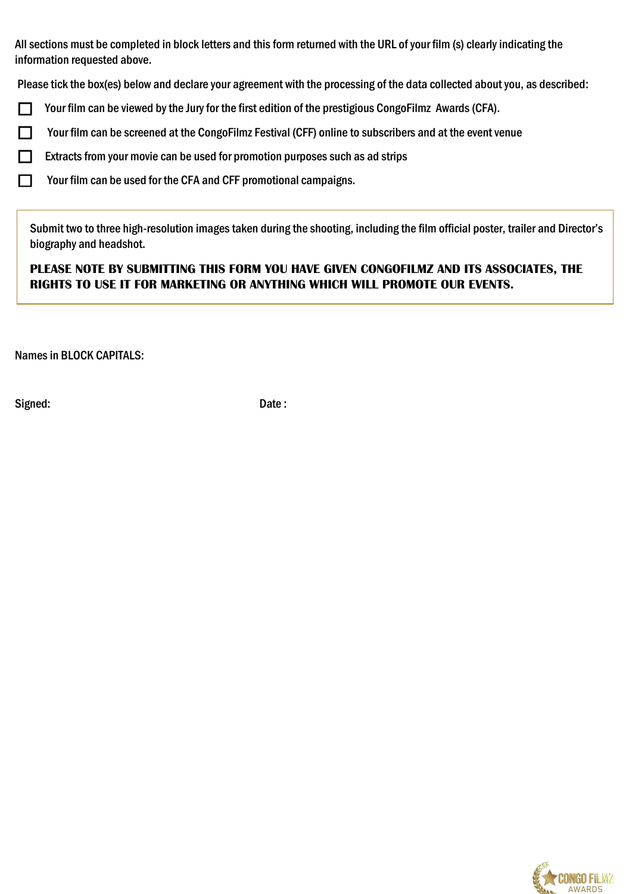All sections must be completed in block letters and this form returned with the URL of your film (s) clearly indicating the information requested above.

Please tick the box(es) below and declare your agreement with the processing of the data collected about you, as described:

- ☐ Your film can be viewed by the Jury for the first edition of the prestigious CongoFilmz Awards (CFA).
- ☐ Your film can be screened at the CongoFilmz Festival (CFF) online to subscribers and at the event venue
- ☐ Extracts from your movie can be used for promotion purposes such as ad strips
- ☐ Your film can be used for the CFA and CFF promotional campaigns.

Submit two to three high-resolution images taken during the shooting, including the film official poster, trailer and Director's biography and headshot.

**PLEASE NOTE BY SUBMITTING THIS FORM YOU HAVE GIVEN CONGOFILMZ AND ITS ASSOCIATES, THE RIGHTS TO USE IT FOR MARKETING OR ANYTHING WHICH WILL PROMOTE OUR EVENTS.**

Names in BLOCK CAPITALS:

Signed: Date :